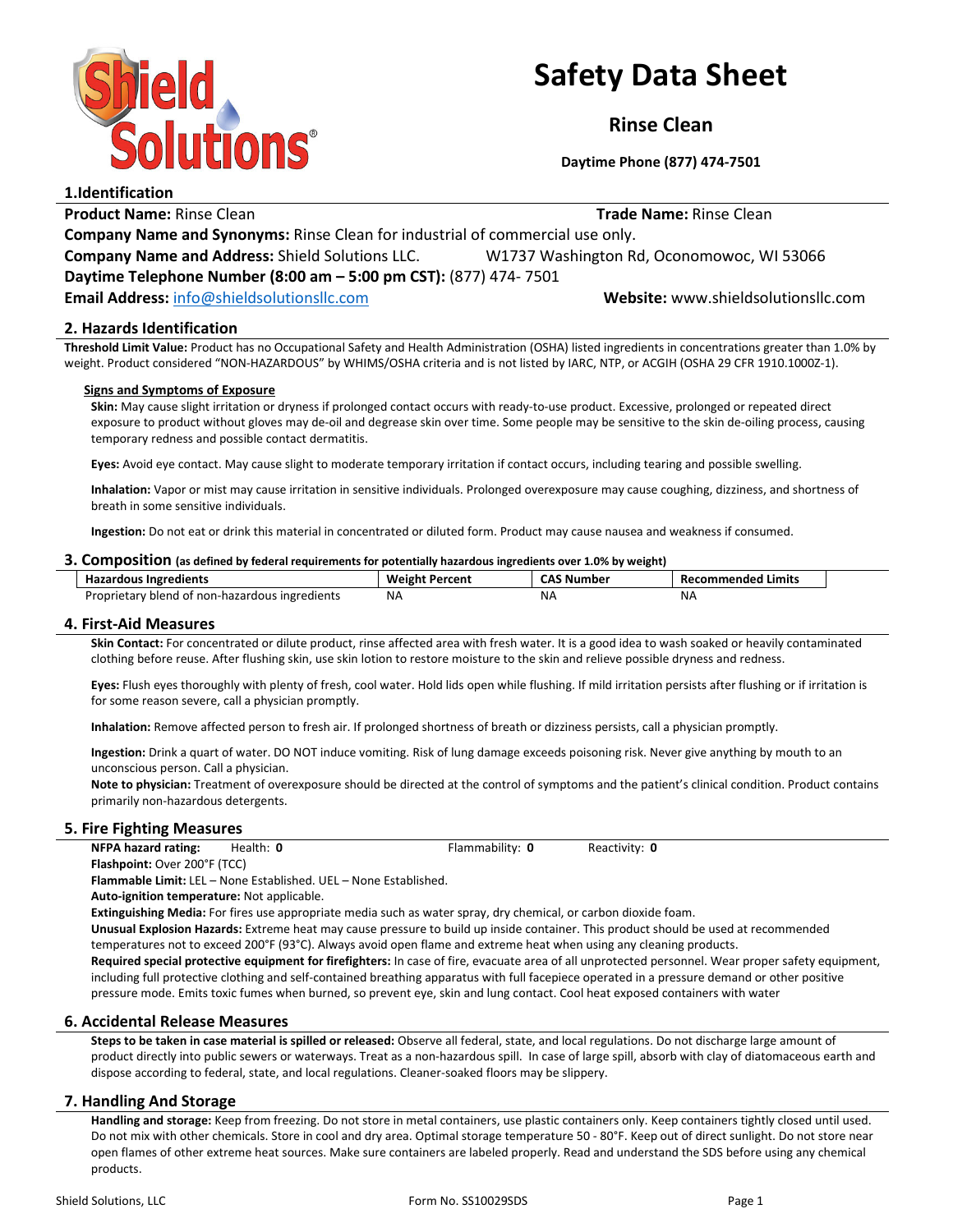# Safety Data Sheet

## Rinse Clean

**Daytime Phone (877) 474-7501**

## 1.Identification

**Product Name:** Rinse Clean **Trade Name:** Rinse Clean

**Company Name and Synonyms:** Rinse Clean for industrial of commercial use only.

**Company Name and Address:** Shield Solutions LLC. W1737 Washington Rd, Oconomowoc, WI 53066

**Daytime Telephone Number (8:00 am – 5:00 pm CST):** (877) 474- 7501

**Email Address:** info@shieldsolutionsllc.com **Website:** www.shieldsolutionsllc.com

## 2. Hazards Identification

**Threshold Limit Value:** Product has no Occupational Safety and Health Administration (OSHA) listed ingredients in concentrations greater than 1.0% by weight. Product considered "NON-HAZARDOUS" by WHIMS/OSHA criteria and is not listed by IARC, NTP, or ACGIH (OSHA 29 CFR 1910.1000Z-1).

### Signs and Symptoms of Exposure

**Skin:** May cause slight irritation or dryness if prolonged contact occurs with ready-to-use product. Excessive, prolonged or repeated direct exposure to product without gloves may de-oil and degrease skin over time. Some people may be sensitive to the skin de-oiling process, causing temporary redness and possible contact dermatitis.

**Eyes:** Avoid eye contact. May cause slight to moderate temporary irritation if contact occurs, including tearing and possible swelling.

**Inhalation:** Vapor or mist may cause irritation in sensitive individuals. Prolonged overexposure may cause coughing, dizziness, and shortness of breath in some sensitive individuals.

**Ingestion:** Do not eat or drink this material in concentrated or diluted form. Product may cause nausea and weakness if consumed.

## 3. Composition (as defined by federal requirements for potentially hazardous ingredients over 1.0% by weight)

| Hazardous Ingredients | Weight Percent | CAS Number | Recommended Limits |
|---|---|---|---|
| Proprietary blend of non-hazardous ingredients | NA | NA | NA |

## 4. First-Aid Measures

**Skin Contact:** For concentrated or dilute product, rinse affected area with fresh water. It is a good idea to wash soaked or heavily contaminated clothing before reuse. After flushing skin, use skin lotion to restore moisture to the skin and relieve possible dryness and redness.

**Eyes:** Flush eyes thoroughly with plenty of fresh, cool water. Hold lids open while flushing. If mild irritation persists after flushing or if irritation is for some reason severe, call a physician promptly.

**Inhalation:** Remove affected person to fresh air. If prolonged shortness of breath or dizziness persists, call a physician promptly.

**Ingestion:** Drink a quart of water. DO NOT induce vomiting. Risk of lung damage exceeds poisoning risk. Never give anything by mouth to an unconscious person. Call a physician.

**Note to physician:** Treatment of overexposure should be directed at the control of symptoms and the patient's clinical condition. Product contains primarily non-hazardous detergents.

## 5. Fire Fighting Measures

**NFPA hazard rating:** Health: **0** Flammability: **0** Reactivity: **0**

**Flashpoint:** Over 200°F (TCC)

**Flammable Limit:** LEL – None Established. UEL – None Established.

**Auto-ignition temperature:** Not applicable.

**Extinguishing Media:** For fires use appropriate media such as water spray, dry chemical, or carbon dioxide foam.

**Unusual Explosion Hazards:** Extreme heat may cause pressure to build up inside container. This product should be used at recommended temperatures not to exceed 200°F (93°C). Always avoid open flame and extreme heat when using any cleaning products.

**Required special protective equipment for firefighters:** In case of fire, evacuate area of all unprotected personnel. Wear proper safety equipment, including full protective clothing and self-contained breathing apparatus with full facepiece operated in a pressure demand or other positive pressure mode. Emits toxic fumes when burned, so prevent eye, skin and lung contact. Cool heat exposed containers with water

## 6. Accidental Release Measures

**Steps to be taken in case material is spilled or released:** Observe all federal, state, and local regulations. Do not discharge large amount of product directly into public sewers or waterways. Treat as a non-hazardous spill. In case of large spill, absorb with clay of diatomaceous earth and dispose according to federal, state, and local regulations. Cleaner-soaked floors may be slippery.

## 7. Handling And Storage

**Handling and storage:** Keep from freezing. Do not store in metal containers, use plastic containers only. Keep containers tightly closed until used. Do not mix with other chemicals. Store in cool and dry area. Optimal storage temperature 50 - 80°F. Keep out of direct sunlight. Do not store near open flames of other extreme heat sources. Make sure containers are labeled properly. Read and understand the SDS before using any chemical products.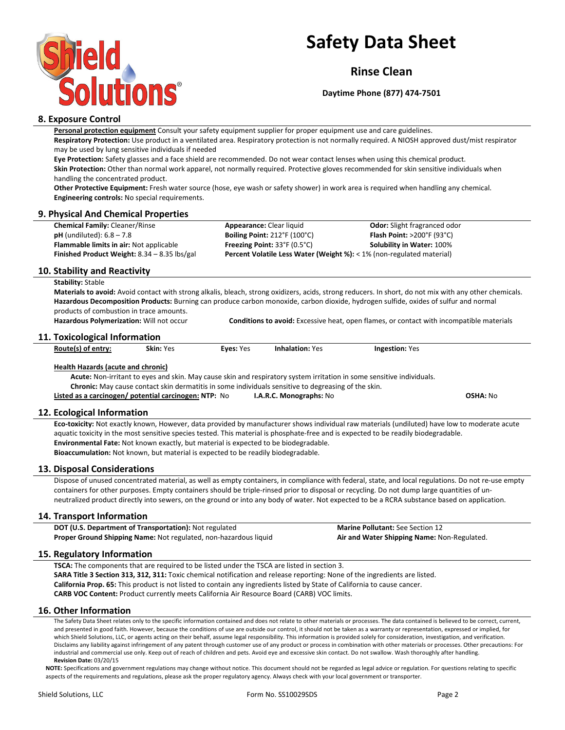# Safety Data Sheet

## Rinse Clean

**Daytime Phone (877) 474-7501**

## 8. Exposure Control

**Personal protection equipment** Consult your safety equipment supplier for proper equipment use and care guidelines.

**Respiratory Protection:** Use product in a ventilated area. Respiratory protection is not normally required. A NIOSH approved dust/mist respirator may be used by lung sensitive individuals if needed

**Eye Protection:** Safety glasses and a face shield are recommended. Do not wear contact lenses when using this chemical product.

**Skin Protection:** Other than normal work apparel, not normally required. Protective gloves recommended for skin sensitive individuals when handling the concentrated product.

**Other Protective Equipment:** Fresh water source (hose, eye wash or safety shower) in work area is required when handling any chemical.

**Engineering controls:** No special requirements.

## 9. Physical And Chemical Properties

| | | |
|---|---|---|
| **Chemical Family:** Cleaner/Rinse | **Appearance:** Clear liquid | **Odor:** Slight fragranced odor |
| **pH** (undiluted): 6.8 – 7.8 | **Boiling Point:** 212°F (100°C) | **Flash Point:** >200°F (93°C) |
| **Flammable limits in air:** Not applicable | **Freezing Point:** 33°F (0.5°C) | **Solubility in Water:** 100% |
| **Finished Product Weight:** 8.34 – 8.35 lbs/gal | **Percent Volatile Less Water (Weight %):** < 1% (non-regulated material) | |

## 10. Stability and Reactivity

**Stability:** Stable

**Materials to avoid:** Avoid contact with strong alkalis, bleach, strong oxidizers, acids, strong reducers. In short, do not mix with any other chemicals.

**Hazardous Decomposition Products:** Burning can produce carbon monoxide, carbon dioxide, hydrogen sulfide, oxides of sulfur and normal products of combustion in trace amounts.

**Hazardous Polymerization:** Will not occur

**Conditions to avoid:** Excessive heat, open flames, or contact with incompatible materials

## 11. Toxicological Information

**Route(s) of entry:** **Skin:** Yes **Eyes:** Yes **Inhalation:** Yes **Ingestion:** Yes

**Health Hazards (acute and chronic)**

**Acute:** Non-irritant to eyes and skin. May cause skin and respiratory system irritation in some sensitive individuals.

**Chronic:** May cause contact skin dermatitis in some individuals sensitive to degreasing of the skin.

**Listed as a carcinogen/ potential carcinogen: NTP:** No **I.A.R.C. Monographs:** No **OSHA:** No

## 12. Ecological Information

**Eco-toxicity:** Not exactly known, However, data provided by manufacturer shows individual raw materials (undiluted) have low to moderate acute aquatic toxicity in the most sensitive species tested. This material is phosphate-free and is expected to be readily biodegradable.

**Environmental Fate:** Not known exactly, but material is expected to be biodegradable.

**Bioaccumulation:** Not known, but material is expected to be readily biodegradable.

## 13. Disposal Considerations

Dispose of unused concentrated material, as well as empty containers, in compliance with federal, state, and local regulations. Do not re-use empty containers for other purposes. Empty containers should be triple-rinsed prior to disposal or recycling. Do not dump large quantities of un-neutralized product directly into sewers, on the ground or into any body of water. Not expected to be a RCRA substance based on application.

## 14. Transport Information

**DOT (U.S. Department of Transportation):** Not regulated

**Proper Ground Shipping Name:** Not regulated, non-hazardous liquid

**Marine Pollutant:** See Section 12

**Air and Water Shipping Name:** Non-Regulated.

## 15. Regulatory Information

**TSCA:** The components that are required to be listed under the TSCA are listed in section 3.

**SARA Title 3 Section 313, 312, 311:** Toxic chemical notification and release reporting: None of the ingredients are listed.

**California Prop. 65:** This product is not listed to contain any ingredients listed by State of California to cause cancer.

**CARB VOC Content:** Product currently meets California Air Resource Board (CARB) VOC limits.

## 16. Other Information

The Safety Data Sheet relates only to the specific information contained and does not relate to other materials or processes. The data contained is believed to be correct, current, and presented in good faith. However, because the conditions of use are outside our control, it should not be taken as a warranty or representation, expressed or implied, for which Shield Solutions, LLC, or agents acting on their behalf, assume legal responsibility. This information is provided solely for consideration, investigation, and verification. Disclaims any liability against infringement of any patent through customer use of any product or process in combination with other materials or processes. Other precautions: For industrial and commercial use only. Keep out of reach of children and pets. Avoid eye and excessive skin contact. Do not swallow. Wash thoroughly after handling.

**Revision Date:** 03/20/15

**NOTE:** Specifications and government regulations may change without notice. This document should not be regarded as legal advice or regulation. For questions relating to specific aspects of the requirements and regulations, please ask the proper regulatory agency. Always check with your local government or transporter.

Shield Solutions, LLC Form No. SS10029SDS